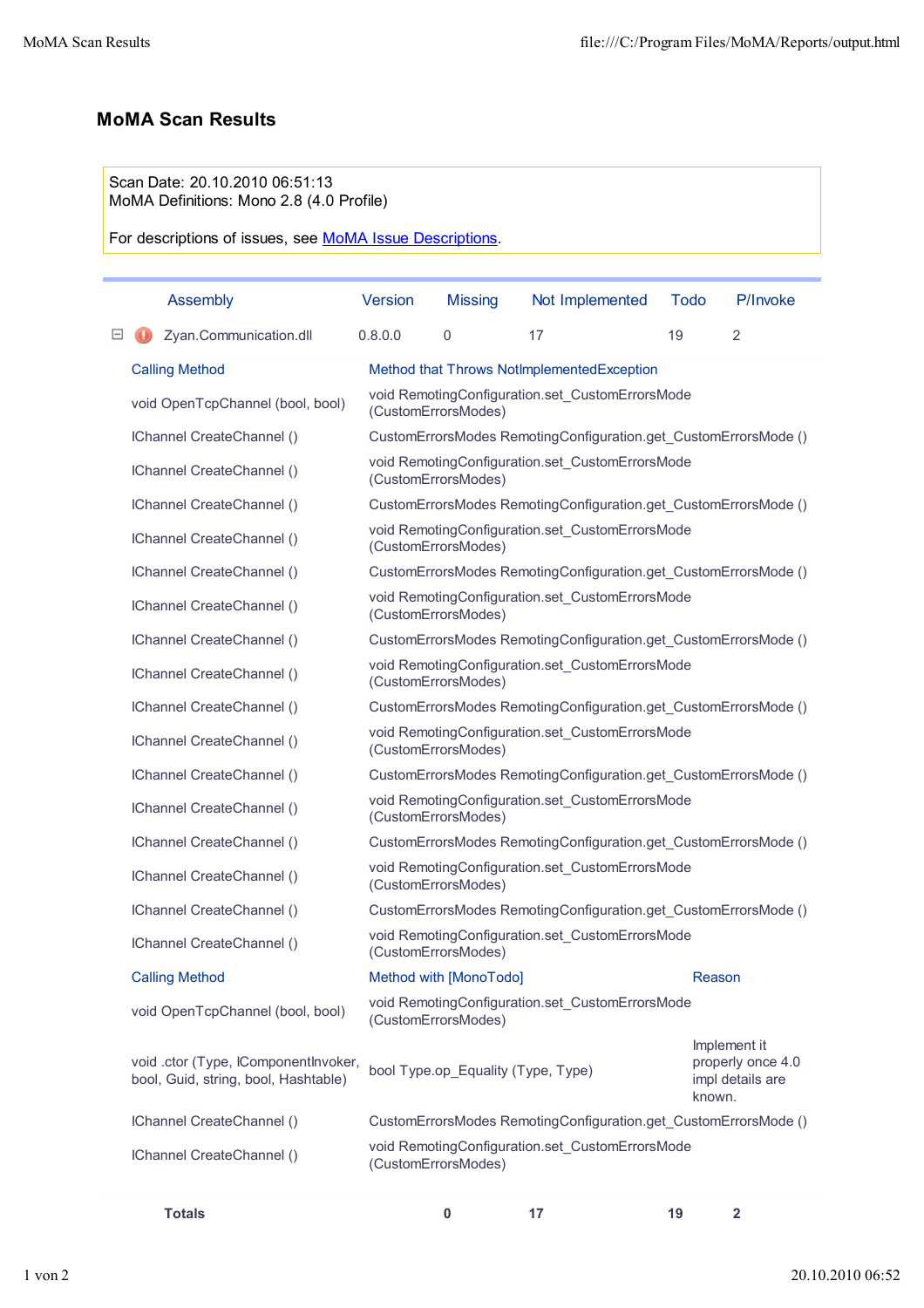# MoMA Scan Results

Scan Date: 20.10.2010 06:51:13
MoMA Definitions: Mono 2.8 (4.0 Profile)

For descriptions of issues, see MoMA Issue Descriptions.

| Assembly | Version | Missing | Not Implemented | Todo | P/Invoke |
|---|---|---|---|---|---|
| Zyan.Communication.dll | 0.8.0.0 | 0 | 17 | 19 | 2 |

| Calling Method | Method that Throws NotImplementedException |
|---|---|
| void OpenTcpChannel (bool, bool) | void RemotingConfiguration.set_CustomErrorsMode (CustomErrorsModes) |
| IChannel CreateChannel () | CustomErrorsModes RemotingConfiguration.get_CustomErrorsMode () |
| IChannel CreateChannel () | void RemotingConfiguration.set_CustomErrorsMode (CustomErrorsModes) |
| IChannel CreateChannel () | CustomErrorsModes RemotingConfiguration.get_CustomErrorsMode () |
| IChannel CreateChannel () | void RemotingConfiguration.set_CustomErrorsMode (CustomErrorsModes) |
| IChannel CreateChannel () | CustomErrorsModes RemotingConfiguration.get_CustomErrorsMode () |
| IChannel CreateChannel () | void RemotingConfiguration.set_CustomErrorsMode (CustomErrorsModes) |
| IChannel CreateChannel () | CustomErrorsModes RemotingConfiguration.get_CustomErrorsMode () |
| IChannel CreateChannel () | void RemotingConfiguration.set_CustomErrorsMode (CustomErrorsModes) |
| IChannel CreateChannel () | CustomErrorsModes RemotingConfiguration.get_CustomErrorsMode () |
| IChannel CreateChannel () | void RemotingConfiguration.set_CustomErrorsMode (CustomErrorsModes) |
| IChannel CreateChannel () | CustomErrorsModes RemotingConfiguration.get_CustomErrorsMode () |
| IChannel CreateChannel () | void RemotingConfiguration.set_CustomErrorsMode (CustomErrorsModes) |
| IChannel CreateChannel () | CustomErrorsModes RemotingConfiguration.get_CustomErrorsMode () |
| IChannel CreateChannel () | void RemotingConfiguration.set_CustomErrorsMode (CustomErrorsModes) |
| IChannel CreateChannel () | CustomErrorsModes RemotingConfiguration.get_CustomErrorsMode () |
| IChannel CreateChannel () | void RemotingConfiguration.set_CustomErrorsMode (CustomErrorsModes) |

| Calling Method | Method with [MonoTodo] | Reason |
|---|---|---|
| void OpenTcpChannel (bool, bool) | void RemotingConfiguration.set_CustomErrorsMode (CustomErrorsModes) | |
| void .ctor (Type, IComponentInvoker, bool, Guid, string, bool, Hashtable) | bool Type.op_Equality (Type, Type) | Implement it properly once 4.0 impl details are known. |
| IChannel CreateChannel () | CustomErrorsModes RemotingConfiguration.get_CustomErrorsMode () | |
| IChannel CreateChannel () | void RemotingConfiguration.set_CustomErrorsMode (CustomErrorsModes) | |

| | Missing | Not Implemented | Todo | P/Invoke |
|---|---|---|---|---|
| **Totals** | **0** | **17** | **19** | **2** |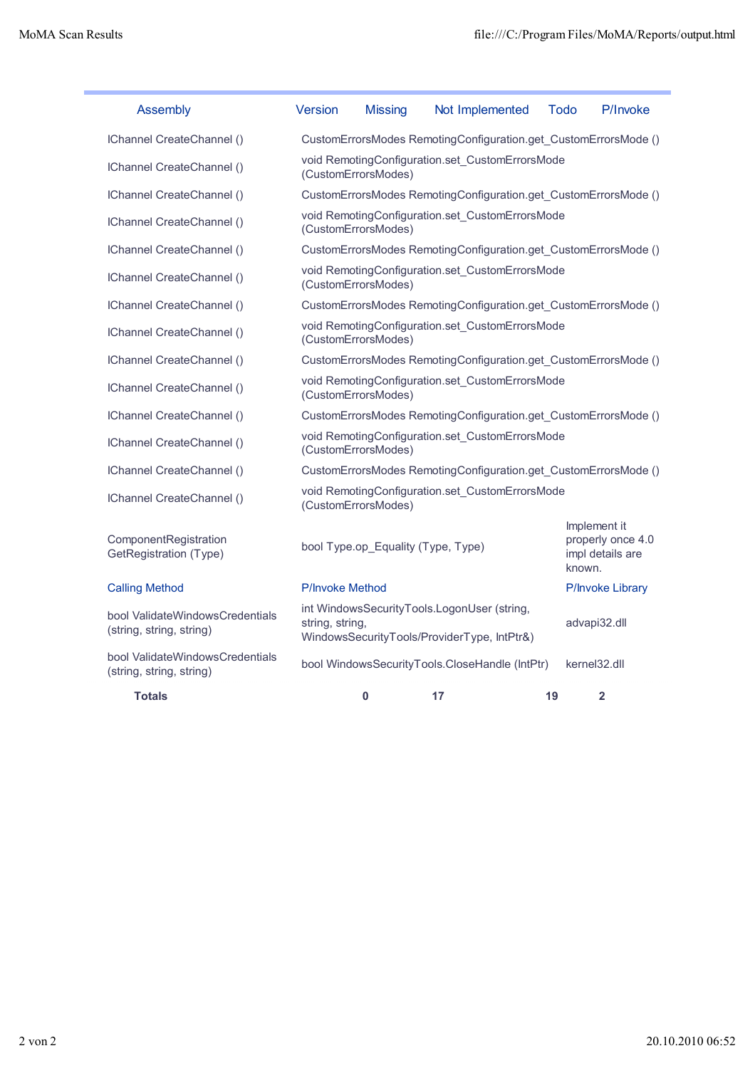| Assembly | Version | Missing | Not Implemented | Todo | P/Invoke |
|---|---|---|---|---|---|
| IChannel CreateChannel () | CustomErrorsModes RemotingConfiguration.get_CustomErrorsMode () | | | | |
| IChannel CreateChannel () | void RemotingConfiguration.set_CustomErrorsMode (CustomErrorsModes) | | | | |
| IChannel CreateChannel () | CustomErrorsModes RemotingConfiguration.get_CustomErrorsMode () | | | | |
| IChannel CreateChannel () | void RemotingConfiguration.set_CustomErrorsMode (CustomErrorsModes) | | | | |
| IChannel CreateChannel () | CustomErrorsModes RemotingConfiguration.get_CustomErrorsMode () | | | | |
| IChannel CreateChannel () | void RemotingConfiguration.set_CustomErrorsMode (CustomErrorsModes) | | | | |
| IChannel CreateChannel () | CustomErrorsModes RemotingConfiguration.get_CustomErrorsMode () | | | | |
| IChannel CreateChannel () | void RemotingConfiguration.set_CustomErrorsMode (CustomErrorsModes) | | | | |
| IChannel CreateChannel () | CustomErrorsModes RemotingConfiguration.get_CustomErrorsMode () | | | | |
| IChannel CreateChannel () | void RemotingConfiguration.set_CustomErrorsMode (CustomErrorsModes) | | | | |
| IChannel CreateChannel () | CustomErrorsModes RemotingConfiguration.get_CustomErrorsMode () | | | | |
| IChannel CreateChannel () | void RemotingConfiguration.set_CustomErrorsMode (CustomErrorsModes) | | | | |
| IChannel CreateChannel () | CustomErrorsModes RemotingConfiguration.get_CustomErrorsMode () | | | | |
| IChannel CreateChannel () | void RemotingConfiguration.set_CustomErrorsMode (CustomErrorsModes) | | | | |
| ComponentRegistration GetRegistration (Type) | bool Type.op_Equality (Type, Type) | | | Implement it properly once 4.0 impl details are known. | |
| Calling Method | P/Invoke Method | | | P/Invoke Library | |
| bool ValidateWindowsCredentials (string, string, string) | int WindowsSecurityTools.LogonUser (string, string, string, WindowsSecurityTools/ProviderType, IntPtr&) | | | advapi32.dll | |
| bool ValidateWindowsCredentials (string, string, string) | bool WindowsSecurityTools.CloseHandle (IntPtr) | | | kernel32.dll | |
| **Totals** | | **0** | **17** | **19** | **2** |